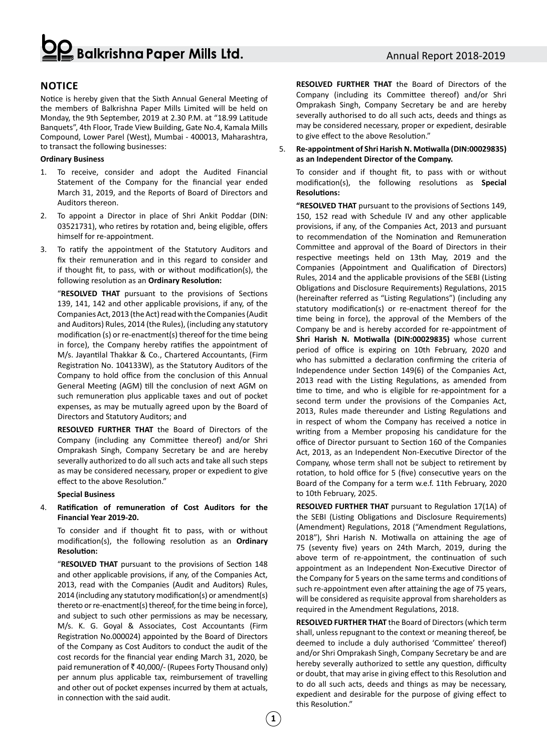## NOTICE

Notice is hereby given that the Sixth Annual General Meeting of the members of Balkrishna Paper Mills Limited will be held on Monday, the 9th September, 2019 at 2.30 P.M. at "18.99 Latitude Banquets", 4th Floor, Trade View Building, Gate No.4, Kamala Mills Compound, Lower Parel (West), Mumbai - 400013, Maharashtra, to transact the following businesses:

**Ordinary Business**

1. To receive, consider and adopt the Audited Financial Statement of the Company for the financial year ended March 31, 2019, and the Reports of Board of Directors and Auditors thereon.

2. To appoint a Director in place of Shri Ankit Poddar (DIN: 03521731), who retires by rotation and, being eligible, offers himself for re-appointment.

3. To ratify the appointment of the Statutory Auditors and fix their remuneration and in this regard to consider and if thought fit, to pass, with or without modification(s), the following resolution as an **Ordinary Resolution:**

   "**RESOLVED THAT** pursuant to the provisions of Sections 139, 141, 142 and other applicable provisions, if any, of the Companies Act, 2013 (the Act) read with the Companies (Audit and Auditors) Rules, 2014 (the Rules), (including any statutory modification (s) or re-enactment(s) thereof for the time being in force), the Company hereby ratifies the appointment of M/s. Jayantilal Thakkar & Co., Chartered Accountants, (Firm Registration No. 104133W), as the Statutory Auditors of the Company to hold office from the conclusion of this Annual General Meeting (AGM) till the conclusion of next AGM on such remuneration plus applicable taxes and out of pocket expenses, as may be mutually agreed upon by the Board of Directors and Statutory Auditors; and

   **RESOLVED FURTHER THAT** the Board of Directors of the Company (including any Committee thereof) and/or Shri Omprakash Singh, Company Secretary be and are hereby severally authorized to do all such acts and take all such steps as may be considered necessary, proper or expedient to give effect to the above Resolution."

**Special Business**

4. **Ratification of remuneration of Cost Auditors for the Financial Year 2019-20.**

   To consider and if thought fit to pass, with or without modification(s), the following resolution as an **Ordinary Resolution:**

   "**RESOLVED THAT** pursuant to the provisions of Section 148 and other applicable provisions, if any, of the Companies Act, 2013, read with the Companies (Audit and Auditors) Rules, 2014 (including any statutory modification(s) or amendment(s) thereto or re-enactment(s) thereof, for the time being in force), and subject to such other permissions as may be necessary, M/s. K. G. Goyal & Associates, Cost Accountants (Firm Registration No.000024) appointed by the Board of Directors of the Company as Cost Auditors to conduct the audit of the cost records for the financial year ending March 31, 2020, be paid remuneration of ₹ 40,000/- (Rupees Forty Thousand only) per annum plus applicable tax, reimbursement of travelling and other out of pocket expenses incurred by them at actuals, in connection with the said audit.

   **RESOLVED FURTHER THAT** the Board of Directors of the Company (including its Committee thereof) and/or Shri Omprakash Singh, Company Secretary be and are hereby severally authorised to do all such acts, deeds and things as may be considered necessary, proper or expedient, desirable to give effect to the above Resolution."

5. **Re-appointment of Shri Harish N. Motiwalla (DIN:00029835) as an Independent Director of the Company.**

   To consider and if thought fit, to pass with or without modification(s), the following resolutions as **Special Resolutions:**

   **"RESOLVED THAT** pursuant to the provisions of Sections 149, 150, 152 read with Schedule IV and any other applicable provisions, if any, of the Companies Act, 2013 and pursuant to recommendation of the Nomination and Remuneration Committee and approval of the Board of Directors in their respective meetings held on 13th May, 2019 and the Companies (Appointment and Qualification of Directors) Rules, 2014 and the applicable provisions of the SEBI (Listing Obligations and Disclosure Requirements) Regulations, 2015 (hereinafter referred as "Listing Regulations") (including any statutory modification(s) or re-enactment thereof for the time being in force), the approval of the Members of the Company be and is hereby accorded for re-appointment of **Shri Harish N. Motiwalla (DIN:00029835)** whose current period of office is expiring on 10th February, 2020 and who has submitted a declaration confirming the criteria of Independence under Section 149(6) of the Companies Act, 2013 read with the Listing Regulations, as amended from time to time, and who is eligible for re-appointment for a second term under the provisions of the Companies Act, 2013, Rules made thereunder and Listing Regulations and in respect of whom the Company has received a notice in writing from a Member proposing his candidature for the office of Director pursuant to Section 160 of the Companies Act, 2013, as an Independent Non-Executive Director of the Company, whose term shall not be subject to retirement by rotation, to hold office for 5 (five) consecutive years on the Board of the Company for a term w.e.f. 11th February, 2020 to 10th February, 2025.

   **RESOLVED FURTHER THAT** pursuant to Regulation 17(1A) of the SEBI (Listing Obligations and Disclosure Requirements) (Amendment) Regulations, 2018 ("Amendment Regulations, 2018"), Shri Harish N. Motiwalla on attaining the age of 75 (seventy five) years on 24th March, 2019, during the above term of re-appointment, the continuation of such appointment as an Independent Non-Executive Director of the Company for 5 years on the same terms and conditions of such re-appointment even after attaining the age of 75 years, will be considered as requisite approval from shareholders as required in the Amendment Regulations, 2018.

   **RESOLVED FURTHER THAT** the Board of Directors (which term shall, unless repugnant to the context or meaning thereof, be deemed to include a duly authorised 'Committee' thereof) and/or Shri Omprakash Singh, Company Secretary be and are hereby severally authorized to settle any question, difficulty or doubt, that may arise in giving effect to this Resolution and to do all such acts, deeds and things as may be necessary, expedient and desirable for the purpose of giving effect to this Resolution."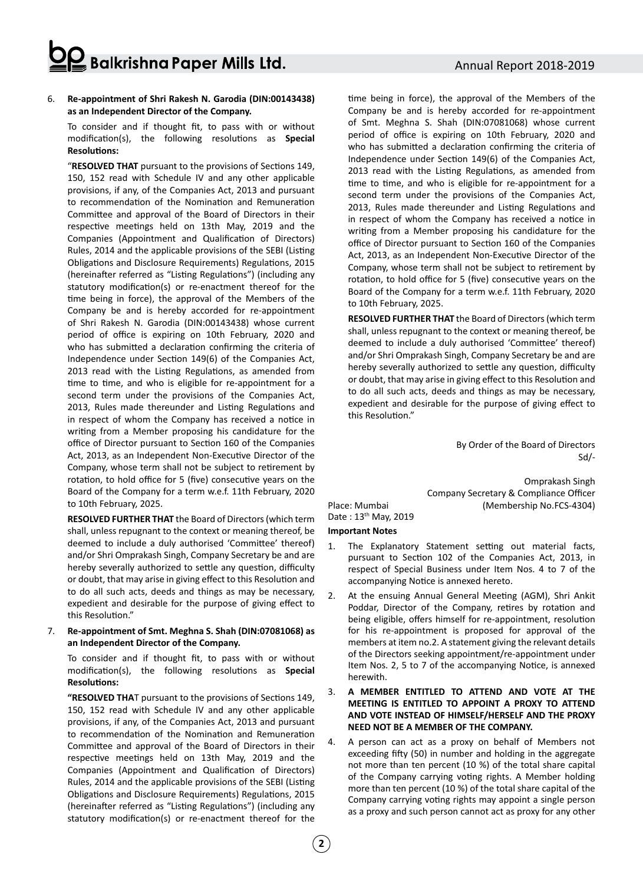6. **Re-appointment of Shri Rakesh N. Garodia (DIN:00143438) as an Independent Director of the Company.**

   To consider and if thought fit, to pass with or without modification(s), the following resolutions as **Special Resolutions:**

   "**RESOLVED THAT** pursuant to the provisions of Sections 149, 150, 152 read with Schedule IV and any other applicable provisions, if any, of the Companies Act, 2013 and pursuant to recommendation of the Nomination and Remuneration Committee and approval of the Board of Directors in their respective meetings held on 13th May, 2019 and the Companies (Appointment and Qualification of Directors) Rules, 2014 and the applicable provisions of the SEBI (Listing Obligations and Disclosure Requirements) Regulations, 2015 (hereinafter referred as "Listing Regulations") (including any statutory modification(s) or re-enactment thereof for the time being in force), the approval of the Members of the Company be and is hereby accorded for re-appointment of Shri Rakesh N. Garodia (DIN:00143438) whose current period of office is expiring on 10th February, 2020 and who has submitted a declaration confirming the criteria of Independence under Section 149(6) of the Companies Act, 2013 read with the Listing Regulations, as amended from time to time, and who is eligible for re-appointment for a second term under the provisions of the Companies Act, 2013, Rules made thereunder and Listing Regulations and in respect of whom the Company has received a notice in writing from a Member proposing his candidature for the office of Director pursuant to Section 160 of the Companies Act, 2013, as an Independent Non-Executive Director of the Company, whose term shall not be subject to retirement by rotation, to hold office for 5 (five) consecutive years on the Board of the Company for a term w.e.f. 11th February, 2020 to 10th February, 2025.

   **RESOLVED FURTHER THAT** the Board of Directors (which term shall, unless repugnant to the context or meaning thereof, be deemed to include a duly authorised 'Committee' thereof) and/or Shri Omprakash Singh, Company Secretary be and are hereby severally authorized to settle any question, difficulty or doubt, that may arise in giving effect to this Resolution and to do all such acts, deeds and things as may be necessary, expedient and desirable for the purpose of giving effect to this Resolution."

7. **Re-appointment of Smt. Meghna S. Shah (DIN:07081068) as an Independent Director of the Company.**

   To consider and if thought fit, to pass with or without modification(s), the following resolutions as **Special Resolutions:**

   **"RESOLVED THA**T pursuant to the provisions of Sections 149, 150, 152 read with Schedule IV and any other applicable provisions, if any, of the Companies Act, 2013 and pursuant to recommendation of the Nomination and Remuneration Committee and approval of the Board of Directors in their respective meetings held on 13th May, 2019 and the Companies (Appointment and Qualification of Directors) Rules, 2014 and the applicable provisions of the SEBI (Listing Obligations and Disclosure Requirements) Regulations, 2015 (hereinafter referred as "Listing Regulations") (including any statutory modification(s) or re-enactment thereof for the time being in force), the approval of the Members of the Company be and is hereby accorded for re-appointment of Smt. Meghna S. Shah (DIN:07081068) whose current period of office is expiring on 10th February, 2020 and who has submitted a declaration confirming the criteria of Independence under Section 149(6) of the Companies Act, 2013 read with the Listing Regulations, as amended from time to time, and who is eligible for re-appointment for a second term under the provisions of the Companies Act, 2013, Rules made thereunder and Listing Regulations and in respect of whom the Company has received a notice in writing from a Member proposing his candidature for the office of Director pursuant to Section 160 of the Companies Act, 2013, as an Independent Non-Executive Director of the Company, whose term shall not be subject to retirement by rotation, to hold office for 5 (five) consecutive years on the Board of the Company for a term w.e.f. 11th February, 2020 to 10th February, 2025.

   **RESOLVED FURTHER THAT** the Board of Directors (which term shall, unless repugnant to the context or meaning thereof, be deemed to include a duly authorised 'Committee' thereof) and/or Shri Omprakash Singh, Company Secretary be and are hereby severally authorized to settle any question, difficulty or doubt, that may arise in giving effect to this Resolution and to do all such acts, deeds and things as may be necessary, expedient and desirable for the purpose of giving effect to this Resolution."

By Order of the Board of Directors
Sd/-

Omprakash Singh
Company Secretary & Compliance Officer
(Membership No.FCS-4304)

Place: Mumbai
Date : 13th May, 2019

**Important Notes**

1. The Explanatory Statement setting out material facts, pursuant to Section 102 of the Companies Act, 2013, in respect of Special Business under Item Nos. 4 to 7 of the accompanying Notice is annexed hereto.
2. At the ensuing Annual General Meeting (AGM), Shri Ankit Poddar, Director of the Company, retires by rotation and being eligible, offers himself for re-appointment, resolution for his re-appointment is proposed for approval of the members at item no.2. A statement giving the relevant details of the Directors seeking appointment/re-appointment under Item Nos. 2, 5 to 7 of the accompanying Notice, is annexed herewith.
3. **A MEMBER ENTITLED TO ATTEND AND VOTE AT THE MEETING IS ENTITLED TO APPOINT A PROXY TO ATTEND AND VOTE INSTEAD OF HIMSELF/HERSELF AND THE PROXY NEED NOT BE A MEMBER OF THE COMPANY.**
4. A person can act as a proxy on behalf of Members not exceeding fifty (50) in number and holding in the aggregate not more than ten percent (10 %) of the total share capital of the Company carrying voting rights. A Member holding more than ten percent (10 %) of the total share capital of the Company carrying voting rights may appoint a single person as a proxy and such person cannot act as proxy for any other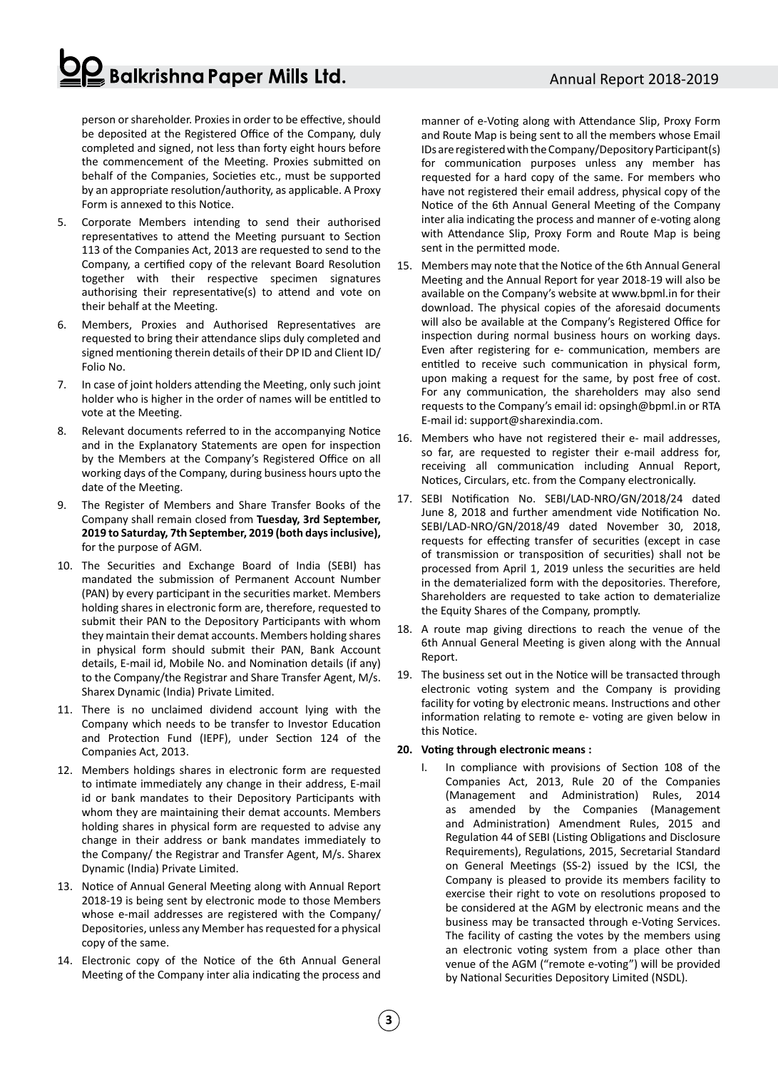person or shareholder. Proxies in order to be effective, should be deposited at the Registered Office of the Company, duly completed and signed, not less than forty eight hours before the commencement of the Meeting. Proxies submitted on behalf of the Companies, Societies etc., must be supported by an appropriate resolution/authority, as applicable. A Proxy Form is annexed to this Notice.

5. Corporate Members intending to send their authorised representatives to attend the Meeting pursuant to Section 113 of the Companies Act, 2013 are requested to send to the Company, a certified copy of the relevant Board Resolution together with their respective specimen signatures authorising their representative(s) to attend and vote on their behalf at the Meeting.

6. Members, Proxies and Authorised Representatives are requested to bring their attendance slips duly completed and signed mentioning therein details of their DP ID and Client ID/ Folio No.

7. In case of joint holders attending the Meeting, only such joint holder who is higher in the order of names will be entitled to vote at the Meeting.

8. Relevant documents referred to in the accompanying Notice and in the Explanatory Statements are open for inspection by the Members at the Company's Registered Office on all working days of the Company, during business hours upto the date of the Meeting.

9. The Register of Members and Share Transfer Books of the Company shall remain closed from **Tuesday, 3rd September, 2019 to Saturday, 7th September, 2019 (both days inclusive),** for the purpose of AGM.

10. The Securities and Exchange Board of India (SEBI) has mandated the submission of Permanent Account Number (PAN) by every participant in the securities market. Members holding shares in electronic form are, therefore, requested to submit their PAN to the Depository Participants with whom they maintain their demat accounts. Members holding shares in physical form should submit their PAN, Bank Account details, E-mail id, Mobile No. and Nomination details (if any) to the Company/the Registrar and Share Transfer Agent, M/s. Sharex Dynamic (India) Private Limited.

11. There is no unclaimed dividend account lying with the Company which needs to be transfer to Investor Education and Protection Fund (IEPF), under Section 124 of the Companies Act, 2013.

12. Members holdings shares in electronic form are requested to intimate immediately any change in their address, E-mail id or bank mandates to their Depository Participants with whom they are maintaining their demat accounts. Members holding shares in physical form are requested to advise any change in their address or bank mandates immediately to the Company/ the Registrar and Transfer Agent, M/s. Sharex Dynamic (India) Private Limited.

13. Notice of Annual General Meeting along with Annual Report 2018-19 is being sent by electronic mode to those Members whose e-mail addresses are registered with the Company/ Depositories, unless any Member has requested for a physical copy of the same.

14. Electronic copy of the Notice of the 6th Annual General Meeting of the Company inter alia indicating the process and manner of e-Voting along with Attendance Slip, Proxy Form and Route Map is being sent to all the members whose Email IDs are registered with the Company/Depository Participant(s) for communication purposes unless any member has requested for a hard copy of the same. For members who have not registered their email address, physical copy of the Notice of the 6th Annual General Meeting of the Company inter alia indicating the process and manner of e-voting along with Attendance Slip, Proxy Form and Route Map is being sent in the permitted mode.

15. Members may note that the Notice of the 6th Annual General Meeting and the Annual Report for year 2018-19 will also be available on the Company's website at www.bpml.in for their download. The physical copies of the aforesaid documents will also be available at the Company's Registered Office for inspection during normal business hours on working days. Even after registering for e- communication, members are entitled to receive such communication in physical form, upon making a request for the same, by post free of cost. For any communication, the shareholders may also send requests to the Company's email id: opsingh@bpml.in or RTA E-mail id: support@sharexindia.com.

16. Members who have not registered their e- mail addresses, so far, are requested to register their e-mail address for, receiving all communication including Annual Report, Notices, Circulars, etc. from the Company electronically.

17. SEBI Notification No. SEBI/LAD-NRO/GN/2018/24 dated June 8, 2018 and further amendment vide Notification No. SEBI/LAD-NRO/GN/2018/49 dated November 30, 2018, requests for effecting transfer of securities (except in case of transmission or transposition of securities) shall not be processed from April 1, 2019 unless the securities are held in the dematerialized form with the depositories. Therefore, Shareholders are requested to take action to dematerialize the Equity Shares of the Company, promptly.

18. A route map giving directions to reach the venue of the 6th Annual General Meeting is given along with the Annual Report.

19. The business set out in the Notice will be transacted through electronic voting system and the Company is providing facility for voting by electronic means. Instructions and other information relating to remote e- voting are given below in this Notice.

**20. Voting through electronic means :**

I. In compliance with provisions of Section 108 of the Companies Act, 2013, Rule 20 of the Companies (Management and Administration) Rules, 2014 as amended by the Companies (Management and Administration) Amendment Rules, 2015 and Regulation 44 of SEBI (Listing Obligations and Disclosure Requirements), Regulations, 2015, Secretarial Standard on General Meetings (SS-2) issued by the ICSI, the Company is pleased to provide its members facility to exercise their right to vote on resolutions proposed to be considered at the AGM by electronic means and the business may be transacted through e-Voting Services. The facility of casting the votes by the members using an electronic voting system from a place other than venue of the AGM ("remote e-voting") will be provided by National Securities Depository Limited (NSDL).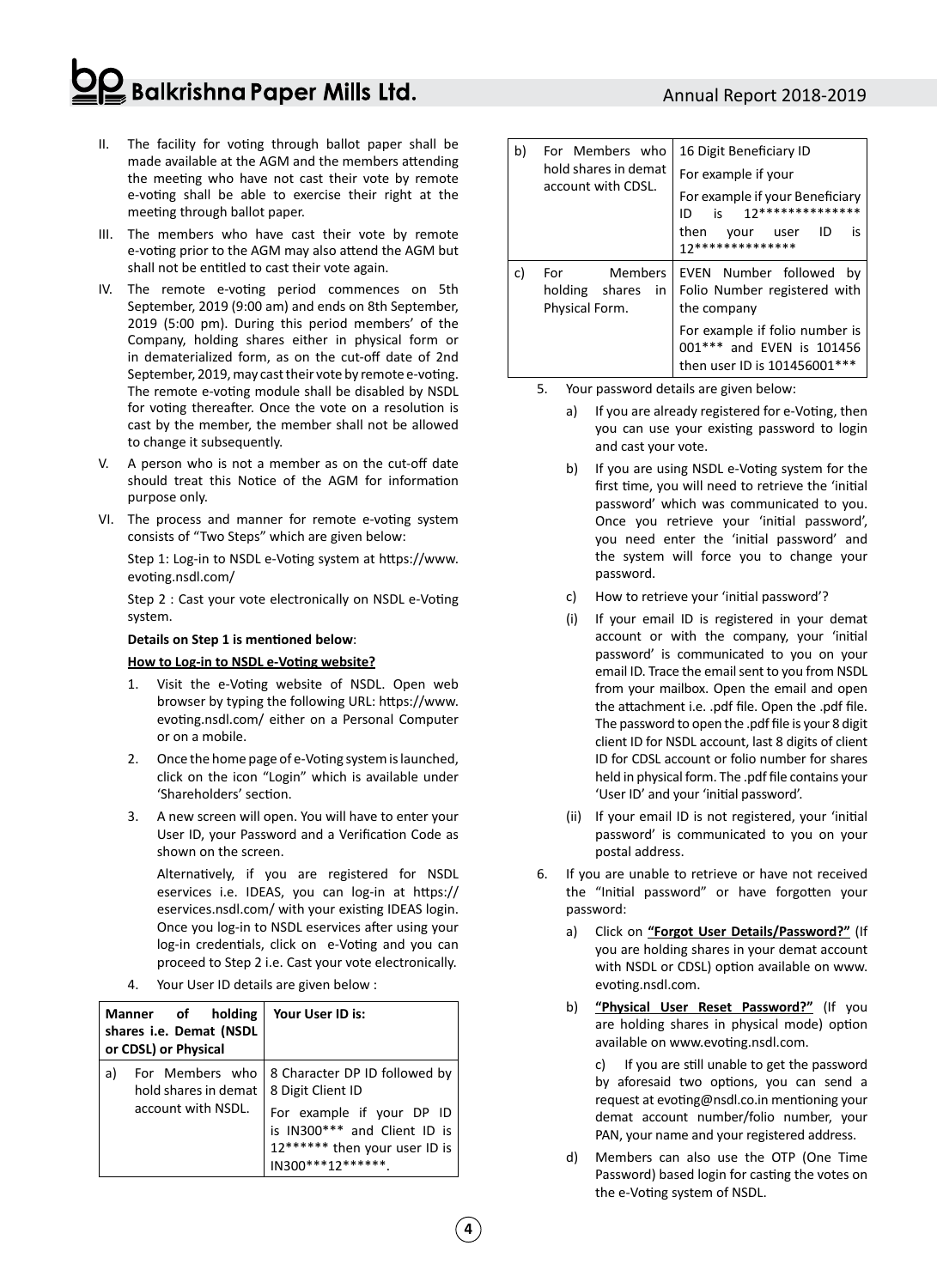II. The facility for voting through ballot paper shall be made available at the AGM and the members attending the meeting who have not cast their vote by remote e-voting shall be able to exercise their right at the meeting through ballot paper.

III. The members who have cast their vote by remote e-voting prior to the AGM may also attend the AGM but shall not be entitled to cast their vote again.

IV. The remote e-voting period commences on 5th September, 2019 (9:00 am) and ends on 8th September, 2019 (5:00 pm). During this period members' of the Company, holding shares either in physical form or in dematerialized form, as on the cut-off date of 2nd September, 2019, may cast their vote by remote e-voting. The remote e-voting module shall be disabled by NSDL for voting thereafter. Once the vote on a resolution is cast by the member, the member shall not be allowed to change it subsequently.

V. A person who is not a member as on the cut-off date should treat this Notice of the AGM for information purpose only.

VI. The process and manner for remote e-voting system consists of "Two Steps" which are given below:

Step 1: Log-in to NSDL e-Voting system at https://www.evoting.nsdl.com/

Step 2 : Cast your vote electronically on NSDL e-Voting system.

**Details on Step 1 is mentioned below**:

**<u>How to Log-in to NSDL e-Voting website?</u>**

1. Visit the e-Voting website of NSDL. Open web browser by typing the following URL: https://www.evoting.nsdl.com/ either on a Personal Computer or on a mobile.

2. Once the home page of e-Voting system is launched, click on the icon "Login" which is available under 'Shareholders' section.

3. A new screen will open. You will have to enter your User ID, your Password and a Verification Code as shown on the screen.

   Alternatively, if you are registered for NSDL eservices i.e. IDEAS, you can log-in at https://eservices.nsdl.com/ with your existing IDEAS login. Once you log-in to NSDL eservices after using your log-in credentials, click on e-Voting and you can proceed to Step 2 i.e. Cast your vote electronically.

4. Your User ID details are given below :

| Manner of holding shares i.e. Demat (NSDL or CDSL) or Physical | Your User ID is: |
|---|---|
| a) For Members who hold shares in demat account with NSDL. | 8 Character DP ID followed by 8 Digit Client ID<br>For example if your DP ID is IN300*** and Client ID is 12****** then your user ID is IN300***12******. |
| b) For Members who hold shares in demat account with CDSL. | 16 Digit Beneficiary ID<br>For example if your<br>For example if your Beneficiary ID is 12************** then your user ID is 12************** |
| c) For Members holding shares in Physical Form. | EVEN Number followed by Folio Number registered with the company<br>For example if folio number is 001*** and EVEN is 101456 then user ID is 101456001*** |

5. Your password details are given below:

   a) If you are already registered for e-Voting, then you can use your existing password to login and cast your vote.

   b) If you are using NSDL e-Voting system for the first time, you will need to retrieve the 'initial password' which was communicated to you. Once you retrieve your 'initial password', you need enter the 'initial password' and the system will force you to change your password.

   c) How to retrieve your 'initial password'?

   (i) If your email ID is registered in your demat account or with the company, your 'initial password' is communicated to you on your email ID. Trace the email sent to you from NSDL from your mailbox. Open the email and open the attachment i.e. .pdf file. Open the .pdf file. The password to open the .pdf file is your 8 digit client ID for NSDL account, last 8 digits of client ID for CDSL account or folio number for shares held in physical form. The .pdf file contains your 'User ID' and your 'initial password'.

   (ii) If your email ID is not registered, your 'initial password' is communicated to you on your postal address.

6. If you are unable to retrieve or have not received the "Initial password" or have forgotten your password:

   a) Click on **<u>"Forgot User Details/Password?"</u>** (If you are holding shares in your demat account with NSDL or CDSL) option available on www.evoting.nsdl.com.

   b) **<u>"Physical User Reset Password?"</u>** (If you are holding shares in physical mode) option available on www.evoting.nsdl.com.

   c) If you are still unable to get the password by aforesaid two options, you can send a request at evoting@nsdl.co.in mentioning your demat account number/folio number, your PAN, your name and your registered address.

   d) Members can also use the OTP (One Time Password) based login for casting the votes on the e-Voting system of NSDL.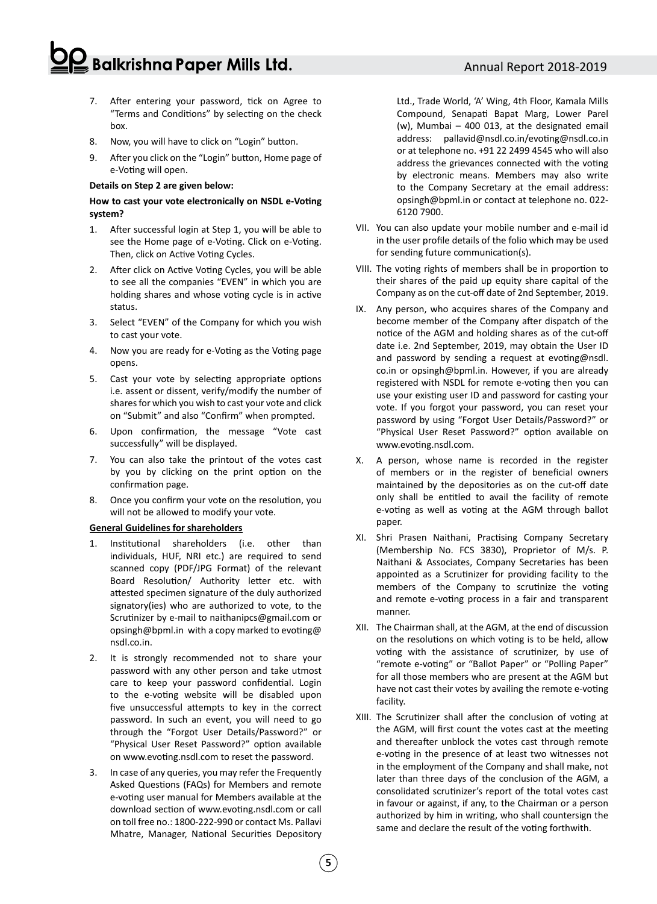7. After entering your password, tick on Agree to "Terms and Conditions" by selecting on the check box.
8. Now, you will have to click on "Login" button.
9. After you click on the "Login" button, Home page of e-Voting will open.

**Details on Step 2 are given below:**

**How to cast your vote electronically on NSDL e-Voting system?**

1. After successful login at Step 1, you will be able to see the Home page of e-Voting. Click on e-Voting. Then, click on Active Voting Cycles.
2. After click on Active Voting Cycles, you will be able to see all the companies "EVEN" in which you are holding shares and whose voting cycle is in active status.
3. Select "EVEN" of the Company for which you wish to cast your vote.
4. Now you are ready for e-Voting as the Voting page opens.
5. Cast your vote by selecting appropriate options i.e. assent or dissent, verify/modify the number of shares for which you wish to cast your vote and click on "Submit" and also "Confirm" when prompted.
6. Upon confirmation, the message "Vote cast successfully" will be displayed.
7. You can also take the printout of the votes cast by you by clicking on the print option on the confirmation page.
8. Once you confirm your vote on the resolution, you will not be allowed to modify your vote.

**General Guidelines for shareholders**

1. Institutional shareholders (i.e. other than individuals, HUF, NRI etc.) are required to send scanned copy (PDF/JPG Format) of the relevant Board Resolution/ Authority letter etc. with attested specimen signature of the duly authorized signatory(ies) who are authorized to vote, to the Scrutinizer by e-mail to naithanipcs@gmail.com or opsingh@bpml.in with a copy marked to evoting@nsdl.co.in.
2. It is strongly recommended not to share your password with any other person and take utmost care to keep your password confidential. Login to the e-voting website will be disabled upon five unsuccessful attempts to key in the correct password. In such an event, you will need to go through the "Forgot User Details/Password?" or "Physical User Reset Password?" option available on www.evoting.nsdl.com to reset the password.
3. In case of any queries, you may refer the Frequently Asked Questions (FAQs) for Members and remote e-voting user manual for Members available at the download section of www.evoting.nsdl.com or call on toll free no.: 1800-222-990 or contact Ms. Pallavi Mhatre, Manager, National Securities Depository Ltd., Trade World, 'A' Wing, 4th Floor, Kamala Mills Compound, Senapati Bapat Marg, Lower Parel (w), Mumbai – 400 013, at the designated email address: pallavid@nsdl.co.in/evoting@nsdl.co.in or at telephone no. +91 22 2499 4545 who will also address the grievances connected with the voting by electronic means. Members may also write to the Company Secretary at the email address: opsingh@bpml.in or contact at telephone no. 022-6120 7900.

VII. You can also update your mobile number and e-mail id in the user profile details of the folio which may be used for sending future communication(s).

VIII. The voting rights of members shall be in proportion to their shares of the paid up equity share capital of the Company as on the cut-off date of 2nd September, 2019.

IX. Any person, who acquires shares of the Company and become member of the Company after dispatch of the notice of the AGM and holding shares as of the cut-off date i.e. 2nd September, 2019, may obtain the User ID and password by sending a request at evoting@nsdl.co.in or opsingh@bpml.in. However, if you are already registered with NSDL for remote e-voting then you can use your existing user ID and password for casting your vote. If you forgot your password, you can reset your password by using "Forgot User Details/Password?" or "Physical User Reset Password?" option available on www.evoting.nsdl.com.

X. A person, whose name is recorded in the register of members or in the register of beneficial owners maintained by the depositories as on the cut-off date only shall be entitled to avail the facility of remote e-voting as well as voting at the AGM through ballot paper.

XI. Shri Prasen Naithani, Practising Company Secretary (Membership No. FCS 3830), Proprietor of M/s. P. Naithani & Associates, Company Secretaries has been appointed as a Scrutinizer for providing facility to the members of the Company to scrutinize the voting and remote e-voting process in a fair and transparent manner.

XII. The Chairman shall, at the AGM, at the end of discussion on the resolutions on which voting is to be held, allow voting with the assistance of scrutinizer, by use of "remote e-voting" or "Ballot Paper" or "Polling Paper" for all those members who are present at the AGM but have not cast their votes by availing the remote e-voting facility.

XIII. The Scrutinizer shall after the conclusion of voting at the AGM, will first count the votes cast at the meeting and thereafter unblock the votes cast through remote e-voting in the presence of at least two witnesses not in the employment of the Company and shall make, not later than three days of the conclusion of the AGM, a consolidated scrutinizer's report of the total votes cast in favour or against, if any, to the Chairman or a person authorized by him in writing, who shall countersign the same and declare the result of the voting forthwith.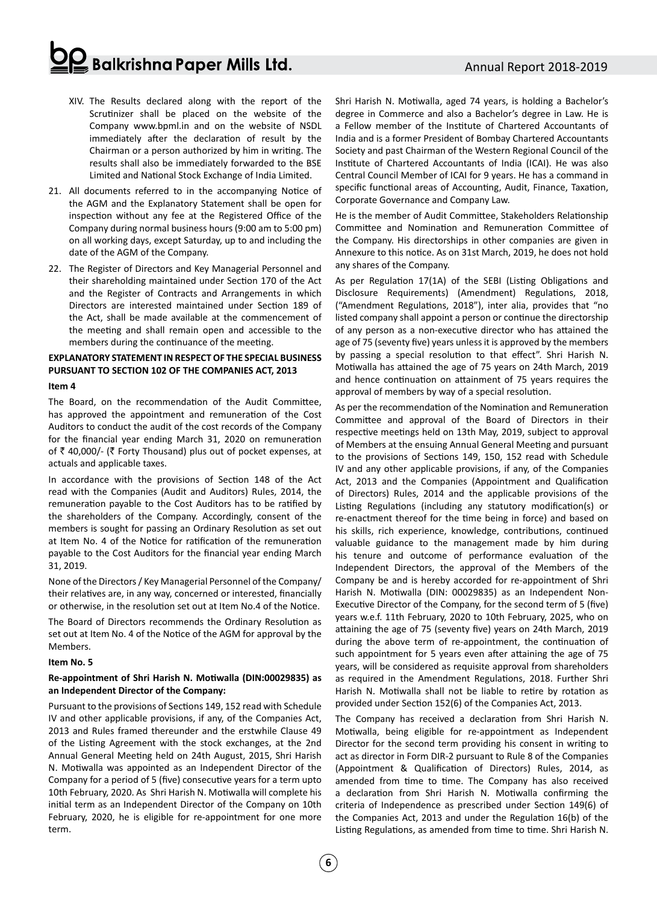XIV. The Results declared along with the report of the Scrutinizer shall be placed on the website of the Company www.bpml.in and on the website of NSDL immediately after the declaration of result by the Chairman or a person authorized by him in writing. The results shall also be immediately forwarded to the BSE Limited and National Stock Exchange of India Limited.

21. All documents referred to in the accompanying Notice of the AGM and the Explanatory Statement shall be open for inspection without any fee at the Registered Office of the Company during normal business hours (9:00 am to 5:00 pm) on all working days, except Saturday, up to and including the date of the AGM of the Company.

22. The Register of Directors and Key Managerial Personnel and their shareholding maintained under Section 170 of the Act and the Register of Contracts and Arrangements in which Directors are interested maintained under Section 189 of the Act, shall be made available at the commencement of the meeting and shall remain open and accessible to the members during the continuance of the meeting.

**EXPLANATORY STATEMENT IN RESPECT OF THE SPECIAL BUSINESS PURSUANT TO SECTION 102 OF THE COMPANIES ACT, 2013**

**Item 4**

The Board, on the recommendation of the Audit Committee, has approved the appointment and remuneration of the Cost Auditors to conduct the audit of the cost records of the Company for the financial year ending March 31, 2020 on remuneration of ₹ 40,000/- (₹ Forty Thousand) plus out of pocket expenses, at actuals and applicable taxes.

In accordance with the provisions of Section 148 of the Act read with the Companies (Audit and Auditors) Rules, 2014, the remuneration payable to the Cost Auditors has to be ratified by the shareholders of the Company. Accordingly, consent of the members is sought for passing an Ordinary Resolution as set out at Item No. 4 of the Notice for ratification of the remuneration payable to the Cost Auditors for the financial year ending March 31, 2019.

None of the Directors / Key Managerial Personnel of the Company/ their relatives are, in any way, concerned or interested, financially or otherwise, in the resolution set out at Item No.4 of the Notice.

The Board of Directors recommends the Ordinary Resolution as set out at Item No. 4 of the Notice of the AGM for approval by the Members.

**Item No. 5**

**Re-appointment of Shri Harish N. Motiwalla (DIN:00029835) as an Independent Director of the Company:**

Pursuant to the provisions of Sections 149, 152 read with Schedule IV and other applicable provisions, if any, of the Companies Act, 2013 and Rules framed thereunder and the erstwhile Clause 49 of the Listing Agreement with the stock exchanges, at the 2nd Annual General Meeting held on 24th August, 2015, Shri Harish N. Motiwalla was appointed as an Independent Director of the Company for a period of 5 (five) consecutive years for a term upto 10th February, 2020. As Shri Harish N. Motiwalla will complete his initial term as an Independent Director of the Company on 10th February, 2020, he is eligible for re-appointment for one more term.

Shri Harish N. Motiwalla, aged 74 years, is holding a Bachelor's degree in Commerce and also a Bachelor's degree in Law. He is a Fellow member of the Institute of Chartered Accountants of India and is a former President of Bombay Chartered Accountants Society and past Chairman of the Western Regional Council of the Institute of Chartered Accountants of India (ICAI). He was also Central Council Member of ICAI for 9 years. He has a command in specific functional areas of Accounting, Audit, Finance, Taxation, Corporate Governance and Company Law.

He is the member of Audit Committee, Stakeholders Relationship Committee and Nomination and Remuneration Committee of the Company. His directorships in other companies are given in Annexure to this notice. As on 31st March, 2019, he does not hold any shares of the Company.

As per Regulation 17(1A) of the SEBI (Listing Obligations and Disclosure Requirements) (Amendment) Regulations, 2018, ("Amendment Regulations, 2018"), inter alia, provides that "no listed company shall appoint a person or continue the directorship of any person as a non-executive director who has attained the age of 75 (seventy five) years unless it is approved by the members by passing a special resolution to that effect". Shri Harish N. Motiwalla has attained the age of 75 years on 24th March, 2019 and hence continuation on attainment of 75 years requires the approval of members by way of a special resolution.

As per the recommendation of the Nomination and Remuneration Committee and approval of the Board of Directors in their respective meetings held on 13th May, 2019, subject to approval of Members at the ensuing Annual General Meeting and pursuant to the provisions of Sections 149, 150, 152 read with Schedule IV and any other applicable provisions, if any, of the Companies Act, 2013 and the Companies (Appointment and Qualification of Directors) Rules, 2014 and the applicable provisions of the Listing Regulations (including any statutory modification(s) or re-enactment thereof for the time being in force) and based on his skills, rich experience, knowledge, contributions, continued valuable guidance to the management made by him during his tenure and outcome of performance evaluation of the Independent Directors, the approval of the Members of the Company be and is hereby accorded for re-appointment of Shri Harish N. Motiwalla (DIN: 00029835) as an Independent Non-Executive Director of the Company, for the second term of 5 (five) years w.e.f. 11th February, 2020 to 10th February, 2025, who on attaining the age of 75 (seventy five) years on 24th March, 2019 during the above term of re-appointment, the continuation of such appointment for 5 years even after attaining the age of 75 years, will be considered as requisite approval from shareholders as required in the Amendment Regulations, 2018. Further Shri Harish N. Motiwalla shall not be liable to retire by rotation as provided under Section 152(6) of the Companies Act, 2013.

The Company has received a declaration from Shri Harish N. Motiwalla, being eligible for re-appointment as Independent Director for the second term providing his consent in writing to act as director in Form DIR-2 pursuant to Rule 8 of the Companies (Appointment & Qualification of Directors) Rules, 2014, as amended from time to time. The Company has also received a declaration from Shri Harish N. Motiwalla confirming the criteria of Independence as prescribed under Section 149(6) of the Companies Act, 2013 and under the Regulation 16(b) of the Listing Regulations, as amended from time to time. Shri Harish N.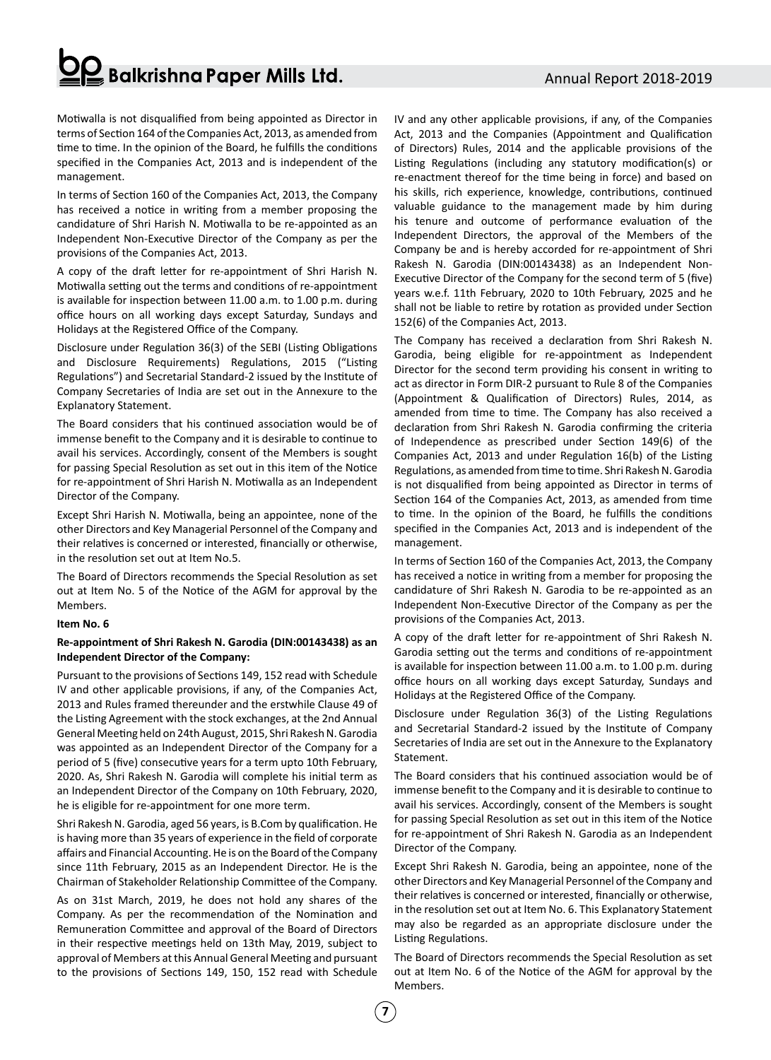Motiwalla is not disqualified from being appointed as Director in terms of Section 164 of the Companies Act, 2013, as amended from time to time. In the opinion of the Board, he fulfills the conditions specified in the Companies Act, 2013 and is independent of the management.

In terms of Section 160 of the Companies Act, 2013, the Company has received a notice in writing from a member proposing the candidature of Shri Harish N. Motiwalla to be re-appointed as an Independent Non-Executive Director of the Company as per the provisions of the Companies Act, 2013.

A copy of the draft letter for re-appointment of Shri Harish N. Motiwalla setting out the terms and conditions of re-appointment is available for inspection between 11.00 a.m. to 1.00 p.m. during office hours on all working days except Saturday, Sundays and Holidays at the Registered Office of the Company.

Disclosure under Regulation 36(3) of the SEBI (Listing Obligations and Disclosure Requirements) Regulations, 2015 ("Listing Regulations") and Secretarial Standard-2 issued by the Institute of Company Secretaries of India are set out in the Annexure to the Explanatory Statement.

The Board considers that his continued association would be of immense benefit to the Company and it is desirable to continue to avail his services. Accordingly, consent of the Members is sought for passing Special Resolution as set out in this item of the Notice for re-appointment of Shri Harish N. Motiwalla as an Independent Director of the Company.

Except Shri Harish N. Motiwalla, being an appointee, none of the other Directors and Key Managerial Personnel of the Company and their relatives is concerned or interested, financially or otherwise, in the resolution set out at Item No.5.

The Board of Directors recommends the Special Resolution as set out at Item No. 5 of the Notice of the AGM for approval by the Members.

**Item No. 6**

**Re-appointment of Shri Rakesh N. Garodia (DIN:00143438) as an Independent Director of the Company:**

Pursuant to the provisions of Sections 149, 152 read with Schedule IV and other applicable provisions, if any, of the Companies Act, 2013 and Rules framed thereunder and the erstwhile Clause 49 of the Listing Agreement with the stock exchanges, at the 2nd Annual General Meeting held on 24th August, 2015, Shri Rakesh N. Garodia was appointed as an Independent Director of the Company for a period of 5 (five) consecutive years for a term upto 10th February, 2020. As, Shri Rakesh N. Garodia will complete his initial term as an Independent Director of the Company on 10th February, 2020, he is eligible for re-appointment for one more term.

Shri Rakesh N. Garodia, aged 56 years, is B.Com by qualification. He is having more than 35 years of experience in the field of corporate affairs and Financial Accounting. He is on the Board of the Company since 11th February, 2015 as an Independent Director. He is the Chairman of Stakeholder Relationship Committee of the Company.

As on 31st March, 2019, he does not hold any shares of the Company. As per the recommendation of the Nomination and Remuneration Committee and approval of the Board of Directors in their respective meetings held on 13th May, 2019, subject to approval of Members at this Annual General Meeting and pursuant to the provisions of Sections 149, 150, 152 read with Schedule IV and any other applicable provisions, if any, of the Companies Act, 2013 and the Companies (Appointment and Qualification of Directors) Rules, 2014 and the applicable provisions of the Listing Regulations (including any statutory modification(s) or re-enactment thereof for the time being in force) and based on his skills, rich experience, knowledge, contributions, continued valuable guidance to the management made by him during his tenure and outcome of performance evaluation of the Independent Directors, the approval of the Members of the Company be and is hereby accorded for re-appointment of Shri Rakesh N. Garodia (DIN:00143438) as an Independent Non-Executive Director of the Company for the second term of 5 (five) years w.e.f. 11th February, 2020 to 10th February, 2025 and he shall not be liable to retire by rotation as provided under Section 152(6) of the Companies Act, 2013.

The Company has received a declaration from Shri Rakesh N. Garodia, being eligible for re-appointment as Independent Director for the second term providing his consent in writing to act as director in Form DIR-2 pursuant to Rule 8 of the Companies (Appointment & Qualification of Directors) Rules, 2014, as amended from time to time. The Company has also received a declaration from Shri Rakesh N. Garodia confirming the criteria of Independence as prescribed under Section 149(6) of the Companies Act, 2013 and under Regulation 16(b) of the Listing Regulations, as amended from time to time. Shri Rakesh N. Garodia is not disqualified from being appointed as Director in terms of Section 164 of the Companies Act, 2013, as amended from time to time. In the opinion of the Board, he fulfills the conditions specified in the Companies Act, 2013 and is independent of the management.

In terms of Section 160 of the Companies Act, 2013, the Company has received a notice in writing from a member for proposing the candidature of Shri Rakesh N. Garodia to be re-appointed as an Independent Non-Executive Director of the Company as per the provisions of the Companies Act, 2013.

A copy of the draft letter for re-appointment of Shri Rakesh N. Garodia setting out the terms and conditions of re-appointment is available for inspection between 11.00 a.m. to 1.00 p.m. during office hours on all working days except Saturday, Sundays and Holidays at the Registered Office of the Company.

Disclosure under Regulation 36(3) of the Listing Regulations and Secretarial Standard-2 issued by the Institute of Company Secretaries of India are set out in the Annexure to the Explanatory Statement.

The Board considers that his continued association would be of immense benefit to the Company and it is desirable to continue to avail his services. Accordingly, consent of the Members is sought for passing Special Resolution as set out in this item of the Notice for re-appointment of Shri Rakesh N. Garodia as an Independent Director of the Company.

Except Shri Rakesh N. Garodia, being an appointee, none of the other Directors and Key Managerial Personnel of the Company and their relatives is concerned or interested, financially or otherwise, in the resolution set out at Item No. 6. This Explanatory Statement may also be regarded as an appropriate disclosure under the Listing Regulations.

The Board of Directors recommends the Special Resolution as set out at Item No. 6 of the Notice of the AGM for approval by the Members.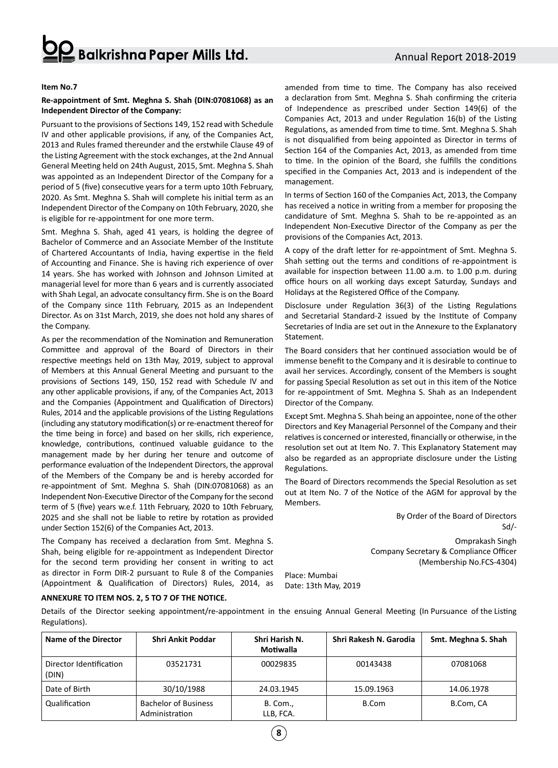**Item No.7**

**Re-appointment of Smt. Meghna S. Shah (DIN:07081068) as an Independent Director of the Company:**

Pursuant to the provisions of Sections 149, 152 read with Schedule IV and other applicable provisions, if any, of the Companies Act, 2013 and Rules framed thereunder and the erstwhile Clause 49 of the Listing Agreement with the stock exchanges, at the 2nd Annual General Meeting held on 24th August, 2015, Smt. Meghna S. Shah was appointed as an Independent Director of the Company for a period of 5 (five) consecutive years for a term upto 10th February, 2020. As Smt. Meghna S. Shah will complete his initial term as an Independent Director of the Company on 10th February, 2020, she is eligible for re-appointment for one more term.

Smt. Meghna S. Shah, aged 41 years, is holding the degree of Bachelor of Commerce and an Associate Member of the Institute of Chartered Accountants of India, having expertise in the field of Accounting and Finance. She is having rich experience of over 14 years. She has worked with Johnson and Johnson Limited at managerial level for more than 6 years and is currently associated with Shah Legal, an advocate consultancy firm. She is on the Board of the Company since 11th February, 2015 as an Independent Director. As on 31st March, 2019, she does not hold any shares of the Company.

As per the recommendation of the Nomination and Remuneration Committee and approval of the Board of Directors in their respective meetings held on 13th May, 2019, subject to approval of Members at this Annual General Meeting and pursuant to the provisions of Sections 149, 150, 152 read with Schedule IV and any other applicable provisions, if any, of the Companies Act, 2013 and the Companies (Appointment and Qualification of Directors) Rules, 2014 and the applicable provisions of the Listing Regulations (including any statutory modification(s) or re-enactment thereof for the time being in force) and based on her skills, rich experience, knowledge, contributions, continued valuable guidance to the management made by her during her tenure and outcome of performance evaluation of the Independent Directors, the approval of the Members of the Company be and is hereby accorded for re-appointment of Smt. Meghna S. Shah (DIN:07081068) as an Independent Non-Executive Director of the Company for the second term of 5 (five) years w.e.f. 11th February, 2020 to 10th February, 2025 and she shall not be liable to retire by rotation as provided under Section 152(6) of the Companies Act, 2013.

The Company has received a declaration from Smt. Meghna S. Shah, being eligible for re-appointment as Independent Director for the second term providing her consent in writing to act as director in Form DIR-2 pursuant to Rule 8 of the Companies (Appointment & Qualification of Directors) Rules, 2014, as amended from time to time. The Company has also received a declaration from Smt. Meghna S. Shah confirming the criteria of Independence as prescribed under Section 149(6) of the Companies Act, 2013 and under Regulation 16(b) of the Listing Regulations, as amended from time to time. Smt. Meghna S. Shah is not disqualified from being appointed as Director in terms of Section 164 of the Companies Act, 2013, as amended from time to time. In the opinion of the Board, she fulfills the conditions specified in the Companies Act, 2013 and is independent of the management.

In terms of Section 160 of the Companies Act, 2013, the Company has received a notice in writing from a member for proposing the candidature of Smt. Meghna S. Shah to be re-appointed as an Independent Non-Executive Director of the Company as per the provisions of the Companies Act, 2013.

A copy of the draft letter for re-appointment of Smt. Meghna S. Shah setting out the terms and conditions of re-appointment is available for inspection between 11.00 a.m. to 1.00 p.m. during office hours on all working days except Saturday, Sundays and Holidays at the Registered Office of the Company.

Disclosure under Regulation 36(3) of the Listing Regulations and Secretarial Standard-2 issued by the Institute of Company Secretaries of India are set out in the Annexure to the Explanatory Statement.

The Board considers that her continued association would be of immense benefit to the Company and it is desirable to continue to avail her services. Accordingly, consent of the Members is sought for passing Special Resolution as set out in this item of the Notice for re-appointment of Smt. Meghna S. Shah as an Independent Director of the Company.

Except Smt. Meghna S. Shah being an appointee, none of the other Directors and Key Managerial Personnel of the Company and their relatives is concerned or interested, financially or otherwise, in the resolution set out at Item No. 7. This Explanatory Statement may also be regarded as an appropriate disclosure under the Listing Regulations.

The Board of Directors recommends the Special Resolution as set out at Item No. 7 of the Notice of the AGM for approval by the Members.

By Order of the Board of Directors
Sd/-

Omprakash Singh
Company Secretary & Compliance Officer
(Membership No.FCS-4304)

Place: Mumbai
Date: 13th May, 2019

**ANNEXURE TO ITEM NOS. 2, 5 TO 7 OF THE NOTICE.**

Details of the Director seeking appointment/re-appointment in the ensuing Annual General Meeting (In Pursuance of the Listing Regulations).

| Name of the Director | Shri Ankit Poddar | Shri Harish N. Motiwalla | Shri Rakesh N. Garodia | Smt. Meghna S. Shah |
|---|---|---|---|---|
| Director Identification (DIN) | 03521731 | 00029835 | 00143438 | 07081068 |
| Date of Birth | 30/10/1988 | 24.03.1945 | 15.09.1963 | 14.06.1978 |
| Qualification | Bachelor of Business Administration | B. Com., LLB, FCA. | B.Com | B.Com, CA |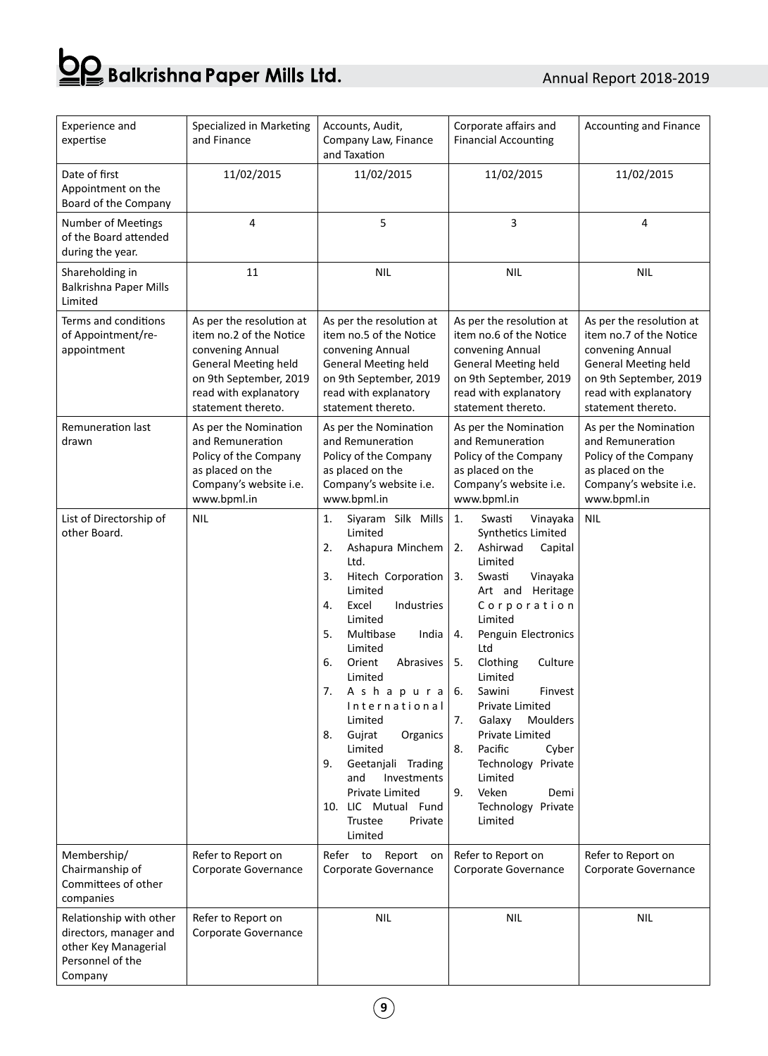| Experience and expertise | Specialized in Marketing and Finance | Accounts, Audit, Company Law, Finance and Taxation | Corporate affairs and Financial Accounting | Accounting and Finance |
|---|---|---|---|---|
| Date of first Appointment on the Board of the Company | 11/02/2015 | 11/02/2015 | 11/02/2015 | 11/02/2015 |
| Number of Meetings of the Board attended during the year. | 4 | 5 | 3 | 4 |
| Shareholding in Balkrishna Paper Mills Limited | 11 | NIL | NIL | NIL |
| Terms and conditions of Appointment/re-appointment | As per the resolution at item no.2 of the Notice convening Annual General Meeting held on 9th September, 2019 read with explanatory statement thereto. | As per the resolution at item no.5 of the Notice convening Annual General Meeting held on 9th September, 2019 read with explanatory statement thereto. | As per the resolution at item no.6 of the Notice convening Annual General Meeting held on 9th September, 2019 read with explanatory statement thereto. | As per the resolution at item no.7 of the Notice convening Annual General Meeting held on 9th September, 2019 read with explanatory statement thereto. |
| Remuneration last drawn | As per the Nomination and Remuneration Policy of the Company as placed on the Company's website i.e. www.bpml.in | As per the Nomination and Remuneration Policy of the Company as placed on the Company's website i.e. www.bpml.in | As per the Nomination and Remuneration Policy of the Company as placed on the Company's website i.e. www.bpml.in | As per the Nomination and Remuneration Policy of the Company as placed on the Company's website i.e. www.bpml.in |
| List of Directorship of other Board. | NIL | 1. Siyaram Silk Mills Limited<br>2. Ashapura Minchem Ltd.<br>3. Hitech Corporation Limited<br>4. Excel Industries Limited<br>5. Multibase India Limited<br>6. Orient Abrasives Limited<br>7. Ashapura International Limited<br>8. Gujrat Organics Limited<br>9. Geetanjali Trading and Investments Private Limited<br>10. LIC Mutual Fund Trustee Private Limited | 1. Swasti Vinayaka Synthetics Limited<br>2. Ashirwad Capital Limited<br>3. Swasti Vinayaka Art and Heritage Corporation Limited<br>4. Penguin Electronics Ltd<br>5. Clothing Culture Limited<br>6. Sawini Finvest Private Limited<br>7. Galaxy Moulders Private Limited<br>8. Pacific Cyber Technology Private Limited<br>9. Veken Demi Technology Private Limited | NIL |
| Membership/ Chairmanship of Committees of other companies | Refer to Report on Corporate Governance | Refer to Report on Corporate Governance | Refer to Report on Corporate Governance | Refer to Report on Corporate Governance |
| Relationship with other directors, manager and other Key Managerial Personnel of the Company | Refer to Report on Corporate Governance | NIL | NIL | NIL |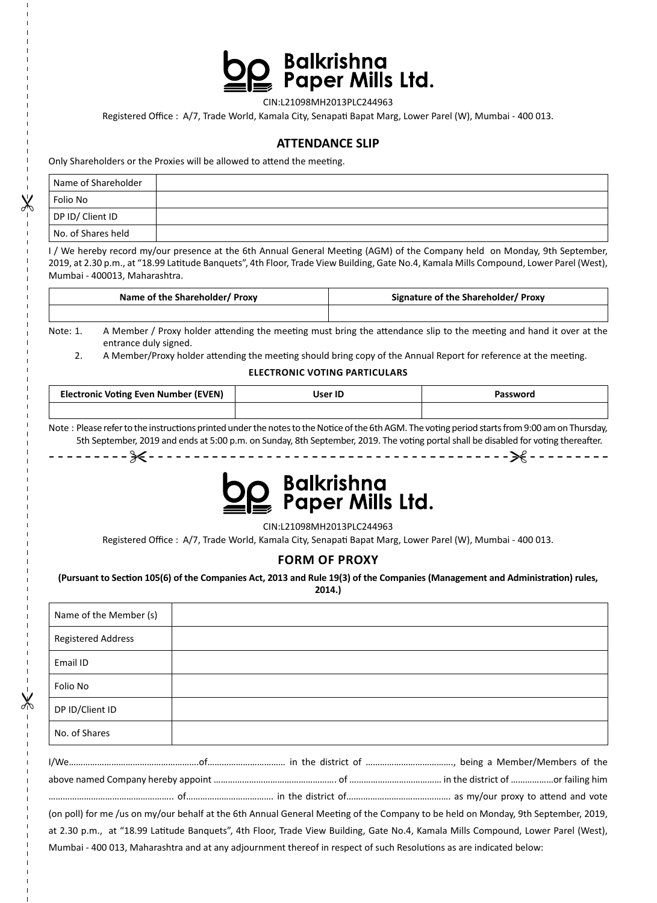**Balkrishna Paper Mills Ltd.**

CIN:L21098MH2013PLC244963

Registered Office : A/7, Trade World, Kamala City, Senapati Bapat Marg, Lower Parel (W), Mumbai - 400 013.

## ATTENDANCE SLIP

Only Shareholders or the Proxies will be allowed to attend the meeting.

| Name of Shareholder | |
|---|---|
| Folio No | |
| DP ID/ Client ID | |
| No. of Shares held | |

I / We hereby record my/our presence at the 6th Annual General Meeting (AGM) of the Company held on Monday, 9th September, 2019, at 2.30 p.m., at "18.99 Latitude Banquets", 4th Floor, Trade View Building, Gate No.4, Kamala Mills Compound, Lower Parel (West), Mumbai - 400013, Maharashtra.

| Name of the Shareholder/ Proxy | Signature of the Shareholder/ Proxy |
|---|---|
| | |

Note: 1. A Member / Proxy holder attending the meeting must bring the attendance slip to the meeting and hand it over at the entrance duly signed.

2. A Member/Proxy holder attending the meeting should bring copy of the Annual Report for reference at the meeting.

**ELECTRONIC VOTING PARTICULARS**

| Electronic Voting Even Number (EVEN) | User ID | Password |
|---|---|---|
| | | |

Note : Please refer to the instructions printed under the notes to the Notice of the 6th AGM. The voting period starts from 9:00 am on Thursday, 5th September, 2019 and ends at 5:00 p.m. on Sunday, 8th September, 2019. The voting portal shall be disabled for voting thereafter.

---

**Balkrishna Paper Mills Ltd.**

CIN:L21098MH2013PLC244963

Registered Office : A/7, Trade World, Kamala City, Senapati Bapat Marg, Lower Parel (W), Mumbai - 400 013.

## FORM OF PROXY

**(Pursuant to Section 105(6) of the Companies Act, 2013 and Rule 19(3) of the Companies (Management and Administration) rules, 2014.)**

| Name of the Member (s) | |
|---|---|
| Registered Address | |
| Email ID | |
| Folio No | |
| DP ID/Client ID | |
| No. of Shares | |

I/We………………………………………………of………………………… in the district of ……………………………, being a Member/Members of the above named Company hereby appoint ……………………………………………. of ……………………………… in the district of ………………or failing him …………………………………………….. of……………………………. in the district of…………………………………. as my/our proxy to attend and vote (on poll) for me /us on my/our behalf at the 6th Annual General Meeting of the Company to be held on Monday, 9th September, 2019, at 2.30 p.m., at "18.99 Latitude Banquets", 4th Floor, Trade View Building, Gate No.4, Kamala Mills Compound, Lower Parel (West), Mumbai - 400 013, Maharashtra and at any adjournment thereof in respect of such Resolutions as are indicated below: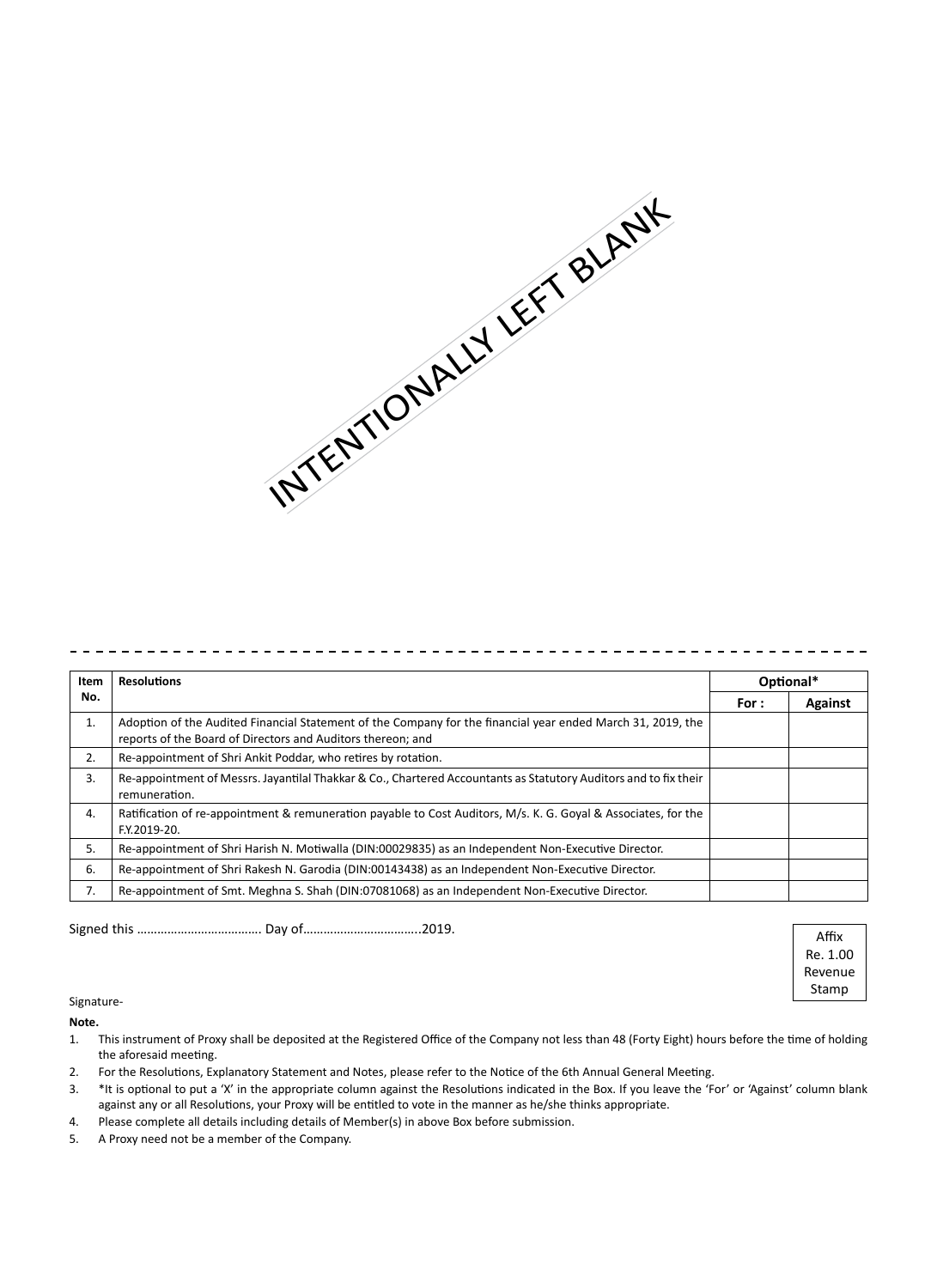INTENTIONALLY LEFT BLANK

| Item No. | Resolutions | Optional* | |
|---|---|---|---|
| | | For : | Against |
| 1. | Adoption of the Audited Financial Statement of the Company for the financial year ended March 31, 2019, the reports of the Board of Directors and Auditors thereon; and | | |
| 2. | Re-appointment of Shri Ankit Poddar, who retires by rotation. | | |
| 3. | Re-appointment of Messrs. Jayantilal Thakkar & Co., Chartered Accountants as Statutory Auditors and to fix their remuneration. | | |
| 4. | Ratification of re-appointment & remuneration payable to Cost Auditors, M/s. K. G. Goyal & Associates, for the F.Y.2019-20. | | |
| 5. | Re-appointment of Shri Harish N. Motiwalla (DIN:00029835) as an Independent Non-Executive Director. | | |
| 6. | Re-appointment of Shri Rakesh N. Garodia (DIN:00143438) as an Independent Non-Executive Director. | | |
| 7. | Re-appointment of Smt. Meghna S. Shah (DIN:07081068) as an Independent Non-Executive Director. | | |

Signed this ………………………………. Day of……………………………..2019.

Affix Re. 1.00 Revenue Stamp

Signature-

**Note.**

1. This instrument of Proxy shall be deposited at the Registered Office of the Company not less than 48 (Forty Eight) hours before the time of holding the aforesaid meeting.
2. For the Resolutions, Explanatory Statement and Notes, please refer to the Notice of the 6th Annual General Meeting.
3. *It is optional to put a 'X' in the appropriate column against the Resolutions indicated in the Box. If you leave the 'For' or 'Against' column blank against any or all Resolutions, your Proxy will be entitled to vote in the manner as he/she thinks appropriate.
4. Please complete all details including details of Member(s) in above Box before submission.
5. A Proxy need not be a member of the Company.